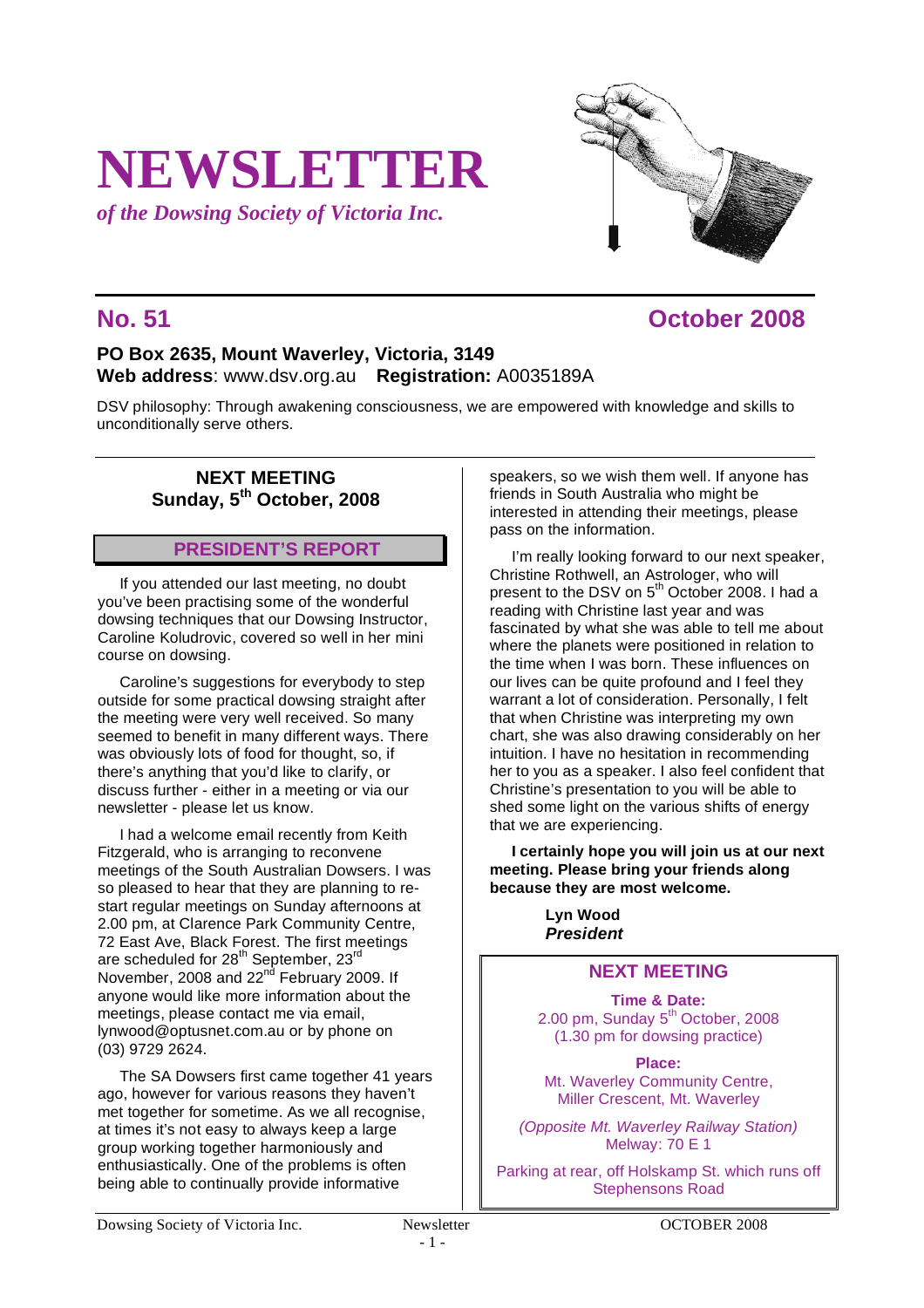# NEWSLETTER

*of the Dowsing Society of Victoria Inc.*

## No. 51 — October 2008

**PO Box 2635, Mount Waverley, Victoria, 3149**
**Web address**: www.dsv.org.au **Registration:** A0035189A

DSV philosophy: Through awakening consciousness, we are empowered with knowledge and skills to unconditionally serve others.

### NEXT MEETING
### Sunday, 5th October, 2008

## PRESIDENT'S REPORT

If you attended our last meeting, no doubt you've been practising some of the wonderful dowsing techniques that our Dowsing Instructor, Caroline Koludrovic, covered so well in her mini course on dowsing.

Caroline's suggestions for everybody to step outside for some practical dowsing straight after the meeting were very well received. So many seemed to benefit in many different ways. There was obviously lots of food for thought, so, if there's anything that you'd like to clarify, or discuss further - either in a meeting or via our newsletter - please let us know.

I had a welcome email recently from Keith Fitzgerald, who is arranging to reconvene meetings of the South Australian Dowsers. I was so pleased to hear that they are planning to re-start regular meetings on Sunday afternoons at 2.00 pm, at Clarence Park Community Centre, 72 East Ave, Black Forest. The first meetings are scheduled for 28th September, 23rd November, 2008 and 22nd February 2009. If anyone would like more information about the meetings, please contact me via email, lynwood@optusnet.com.au or by phone on (03) 9729 2624.

The SA Dowsers first came together 41 years ago, however for various reasons they haven't met together for sometime. As we all recognise, at times it's not easy to always keep a large group working together harmoniously and enthusiastically. One of the problems is often being able to continually provide informative speakers, so we wish them well. If anyone has friends in South Australia who might be interested in attending their meetings, please pass on the information.

I'm really looking forward to our next speaker, Christine Rothwell, an Astrologer, who will present to the DSV on 5th October 2008. I had a reading with Christine last year and was fascinated by what she was able to tell me about where the planets were positioned in relation to the time when I was born. These influences on our lives can be quite profound and I feel they warrant a lot of consideration. Personally, I felt that when Christine was interpreting my own chart, she was also drawing considerably on her intuition. I have no hesitation in recommending her to you as a speaker. I also feel confident that Christine's presentation to you will be able to shed some light on the various shifts of energy that we are experiencing.

**I certainly hope you will join us at our next meeting. Please bring your friends along because they are most welcome.**

**Lyn Wood**
***President***

## NEXT MEETING

**Time & Date:**
2.00 pm, Sunday 5th October, 2008
(1.30 pm for dowsing practice)

**Place:**
Mt. Waverley Community Centre,
Miller Crescent, Mt. Waverley

*(Opposite Mt. Waverley Railway Station)*
Melway: 70 E 1

Parking at rear, off Holskamp St. which runs off Stephensons Road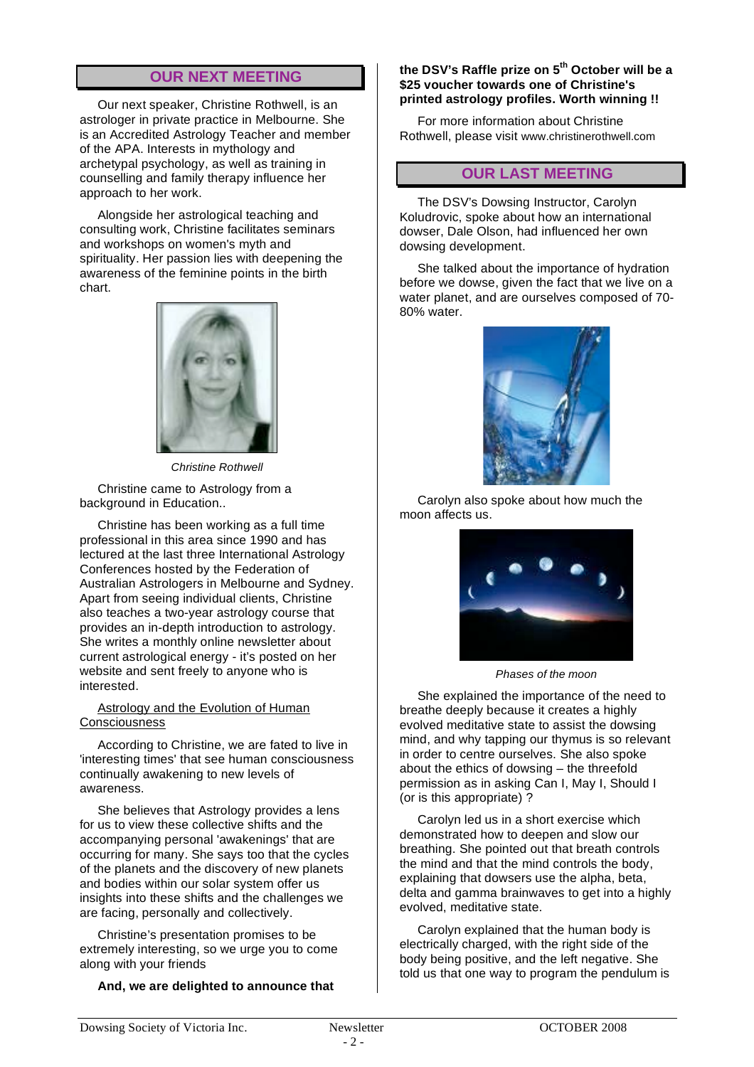## OUR NEXT MEETING

Our next speaker, Christine Rothwell, is an astrologer in private practice in Melbourne. She is an Accredited Astrology Teacher and member of the APA. Interests in mythology and archetypal psychology, as well as training in counselling and family therapy influence her approach to her work.

Alongside her astrological teaching and consulting work, Christine facilitates seminars and workshops on women's myth and spirituality. Her passion lies with deepening the awareness of the feminine points in the birth chart.

*Christine Rothwell*

Christine came to Astrology from a background in Education..

Christine has been working as a full time professional in this area since 1990 and has lectured at the last three International Astrology Conferences hosted by the Federation of Australian Astrologers in Melbourne and Sydney. Apart from seeing individual clients, Christine also teaches a two-year astrology course that provides an in-depth introduction to astrology. She writes a monthly online newsletter about current astrological energy - it's posted on her website and sent freely to anyone who is interested.

Astrology and the Evolution of Human Consciousness

According to Christine, we are fated to live in 'interesting times' that see human consciousness continually awakening to new levels of awareness.

She believes that Astrology provides a lens for us to view these collective shifts and the accompanying personal 'awakenings' that are occurring for many. She says too that the cycles of the planets and the discovery of new planets and bodies within our solar system offer us insights into these shifts and the challenges we are facing, personally and collectively.

Christine's presentation promises to be extremely interesting, so we urge you to come along with your friends

**And, we are delighted to announce that the DSV's Raffle prize on 5th October will be a $25 voucher towards one of Christine's printed astrology profiles. Worth winning !!**

For more information about Christine Rothwell, please visit www.christinerothwell.com

## OUR LAST MEETING

The DSV's Dowsing Instructor, Carolyn Koludrovic, spoke about how an international dowser, Dale Olson, had influenced her own dowsing development.

She talked about the importance of hydration before we dowse, given the fact that we live on a water planet, and are ourselves composed of 70-80% water.

Carolyn also spoke about how much the moon affects us.

*Phases of the moon*

She explained the importance of the need to breathe deeply because it creates a highly evolved meditative state to assist the dowsing mind, and why tapping our thymus is so relevant in order to centre ourselves. She also spoke about the ethics of dowsing – the threefold permission as in asking Can I, May I, Should I (or is this appropriate) ?

Carolyn led us in a short exercise which demonstrated how to deepen and slow our breathing. She pointed out that breath controls the mind and that the mind controls the body, explaining that dowsers use the alpha, beta, delta and gamma brainwaves to get into a highly evolved, meditative state.

Carolyn explained that the human body is electrically charged, with the right side of the body being positive, and the left negative. She told us that one way to program the pendulum is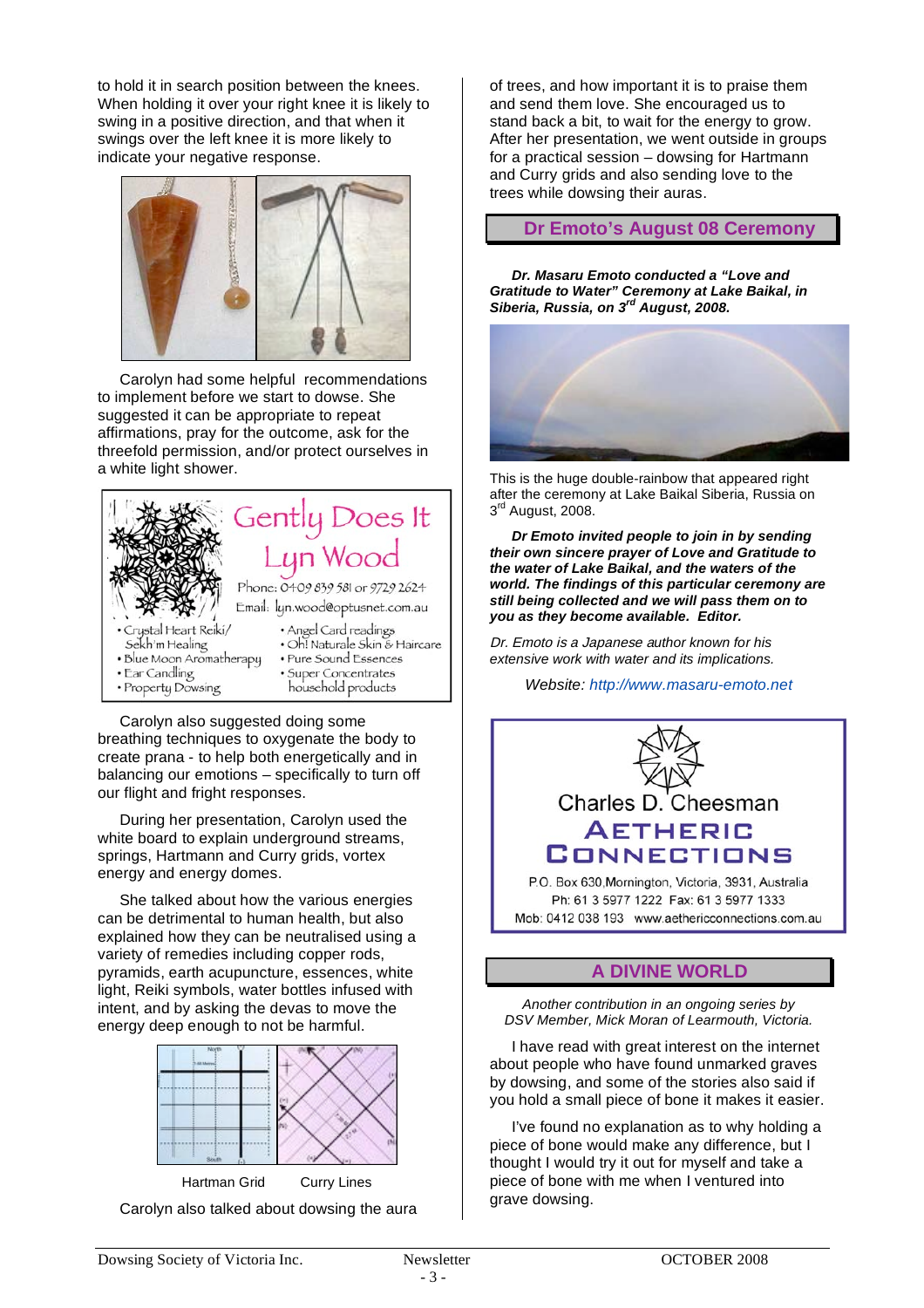to hold it in search position between the knees. When holding it over your right knee it is likely to swing in a positive direction, and that when it swings over the left knee it is more likely to indicate your negative response.

Carolyn had some helpful recommendations to implement before we start to dowse. She suggested it can be appropriate to repeat affirmations, pray for the outcome, ask for the threefold permission, and/or protect ourselves in a white light shower.

Gently Does It
Lyn Wood
Phone: 0409 839 581 or 9729 2624
Email: lyn.wood@optusnet.com.au

- Crystal Heart Reiki/ Sekh'm Healing
- Blue Moon Aromatherapy
- Ear Candling
- Property Dowsing
- Angel Card readings
- Oh! Naturale Skin & Haircare
- Pure Sound Essences
- Super Concentrates household products

Carolyn also suggested doing some breathing techniques to oxygenate the body to create prana - to help both energetically and in balancing our emotions – specifically to turn off our flight and fright responses.

During her presentation, Carolyn used the white board to explain underground streams, springs, Hartmann and Curry grids, vortex energy and energy domes.

She talked about how the various energies can be detrimental to human health, but also explained how they can be neutralised using a variety of remedies including copper rods, pyramids, earth acupuncture, essences, white light, Reiki symbols, water bottles infused with intent, and by asking the devas to move the energy deep enough to not be harmful.

Hartman Grid Curry Lines

Carolyn also talked about dowsing the aura of trees, and how important it is to praise them and send them love. She encouraged us to stand back a bit, to wait for the energy to grow. After her presentation, we went outside in groups for a practical session – dowsing for Hartmann and Curry grids and also sending love to the trees while dowsing their auras.

## Dr Emoto's August 08 Ceremony

***Dr. Masaru Emoto conducted a "Love and Gratitude to Water" Ceremony at Lake Baikal, in Siberia, Russia, on 3rd August, 2008.***

This is the huge double-rainbow that appeared right after the ceremony at Lake Baikal Siberia, Russia on 3rd August, 2008.

***Dr Emoto invited people to join in by sending their own sincere prayer of Love and Gratitude to the water of Lake Baikal, and the waters of the world. The findings of this particular ceremony are still being collected and we will pass them on to you as they become available. Editor.***

*Dr. Emoto is a Japanese author known for his extensive work with water and its implications.*

*Website:* http://www.masaru-emoto.net

Charles D. Cheesman
AETHERIC CONNECTIONS
P.O. Box 630, Mornington, Victoria, 3931, Australia
Ph: 61 3 5977 1222 Fax: 61 3 5977 1333
Mob: 0412 038 193 www.aethericconnections.com.au

## A DIVINE WORLD

*Another contribution in an ongoing series by DSV Member, Mick Moran of Learmouth, Victoria.*

I have read with great interest on the internet about people who have found unmarked graves by dowsing, and some of the stories also said if you hold a small piece of bone it makes it easier.

I've found no explanation as to why holding a piece of bone would make any difference, but I thought I would try it out for myself and take a piece of bone with me when I ventured into grave dowsing.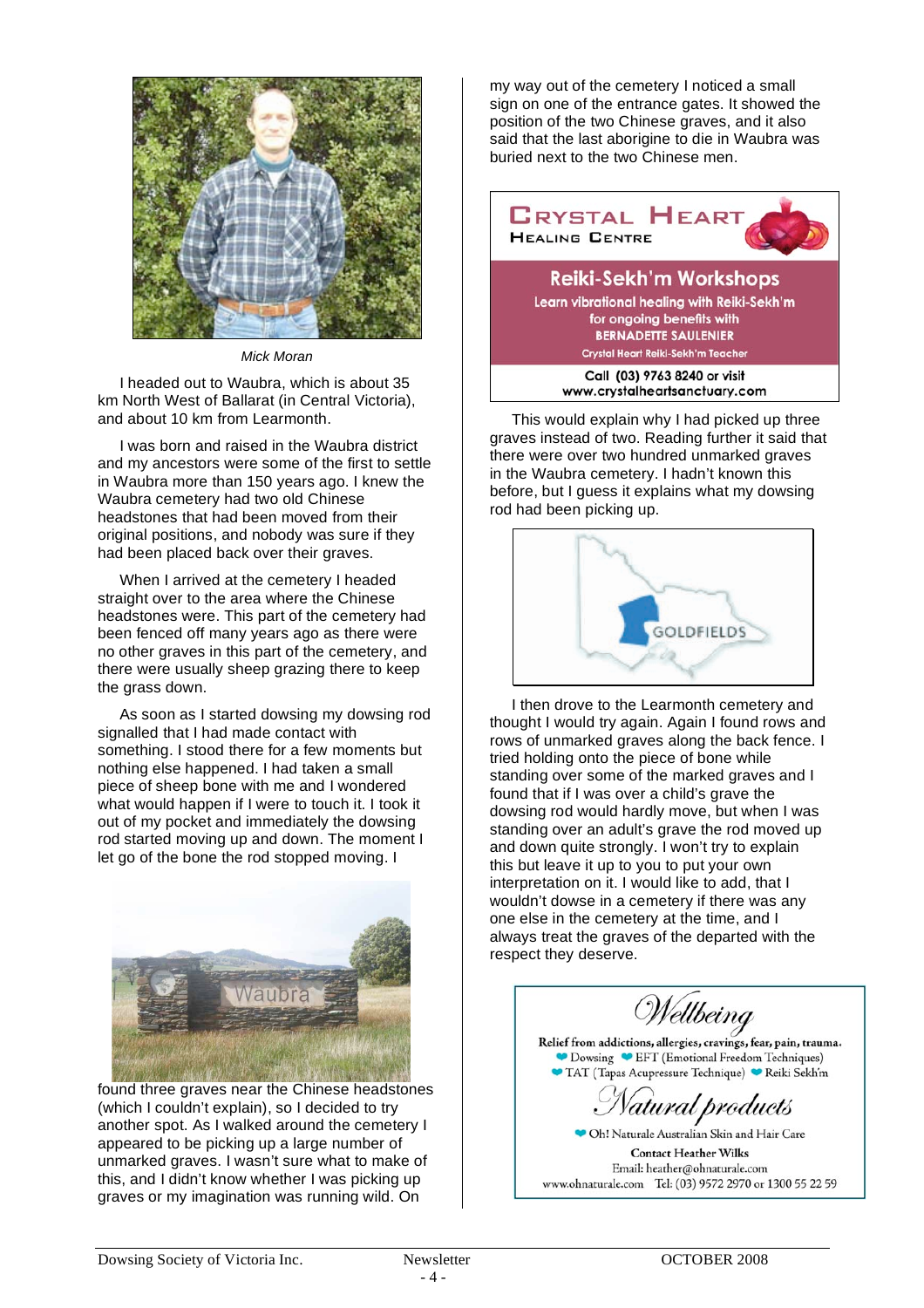Mick Moran

I headed out to Waubra, which is about 35 km North West of Ballarat (in Central Victoria), and about 10 km from Learmonth.

I was born and raised in the Waubra district and my ancestors were some of the first to settle in Waubra more than 150 years ago. I knew the Waubra cemetery had two old Chinese headstones that had been moved from their original positions, and nobody was sure if they had been placed back over their graves.

When I arrived at the cemetery I headed straight over to the area where the Chinese headstones were. This part of the cemetery had been fenced off many years ago as there were no other graves in this part of the cemetery, and there were usually sheep grazing there to keep the grass down.

As soon as I started dowsing my dowsing rod signalled that I had made contact with something. I stood there for a few moments but nothing else happened. I had taken a small piece of sheep bone with me and I wondered what would happen if I were to touch it. I took it out of my pocket and immediately the dowsing rod started moving up and down. The moment I let go of the bone the rod stopped moving. I found three graves near the Chinese headstones (which I couldn't explain), so I decided to try another spot. As I walked around the cemetery I appeared to be picking up a large number of unmarked graves. I wasn't sure what to make of this, and I didn't know whether I was picking up graves or my imagination was running wild. On my way out of the cemetery I noticed a small sign on one of the entrance gates. It showed the position of the two Chinese graves, and it also said that the last aborigine to die in Waubra was buried next to the two Chinese men.

**CRYSTAL HEART**
**HEALING CENTRE**

**Reiki-Sekh'm Workshops**
**Learn vibrational healing with Reiki-Sekh'm for ongoing benefits with**
**BERNADETTE SAULENIER**
Crystal Heart Reiki-Sekh'm Teacher
**Call (03) 9763 8240 or visit www.crystalheartsanctuary.com**

This would explain why I had picked up three graves instead of two. Reading further it said that there were over two hundred unmarked graves in the Waubra cemetery. I hadn't known this before, but I guess it explains what my dowsing rod had been picking up.

I then drove to the Learmonth cemetery and thought I would try again. Again I found rows and rows of unmarked graves along the back fence. I tried holding onto the piece of bone while standing over some of the marked graves and I found that if I was over a child's grave the dowsing rod would hardly move, but when I was standing over an adult's grave the rod moved up and down quite strongly. I won't try to explain this but leave it up to you to put your own interpretation on it. I would like to add, that I wouldn't dowse in a cemetery if there was any one else in the cemetery at the time, and I always treat the graves of the departed with the respect they deserve.

*Wellbeing*

Relief from addictions, allergies, cravings, fear, pain, trauma.
- Dowsing
- EFT (Emotional Freedom Techniques)
- TAT (Tapas Acupressure Technique)
- Reiki Sekh'm

*Natural products*

- Oh! Naturale Australian Skin and Hair Care

**Contact Heather Wilks**
Email: heather@ohnaturale.com
www.ohnaturale.com Tel: (03) 9572 2970 or 1300 55 22 59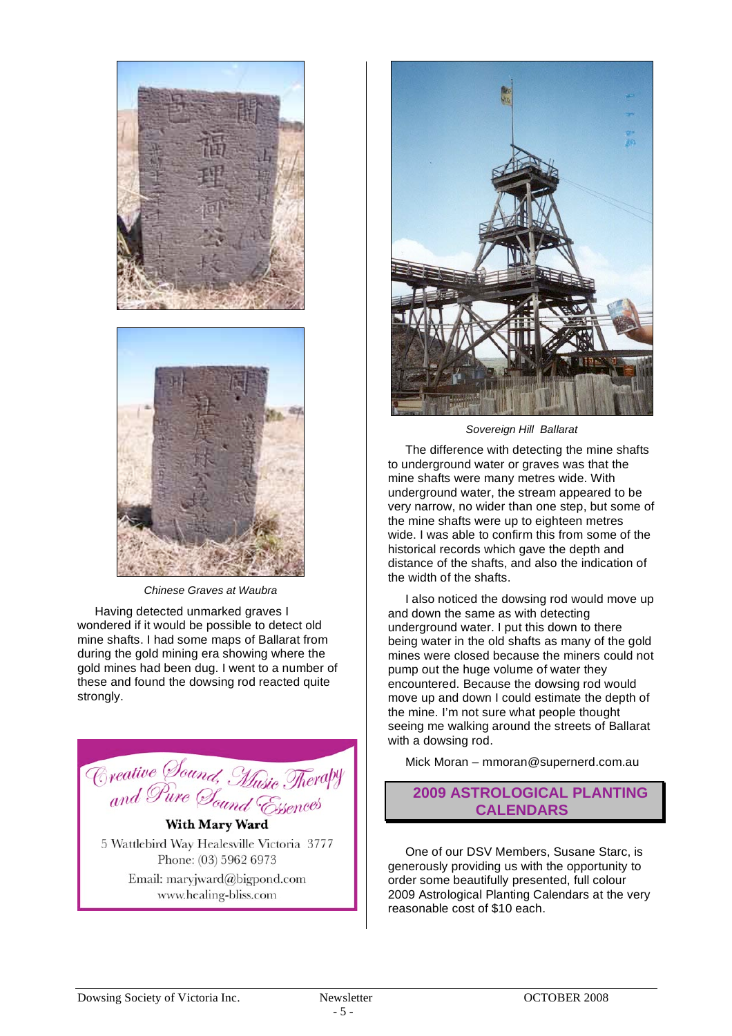*Chinese Graves at Waubra*

Having detected unmarked graves I wondered if it would be possible to detect old mine shafts. I had some maps of Ballarat from during the gold mining era showing where the gold mines had been dug. I went to a number of these and found the dowsing rod reacted quite strongly.

Creative Sound, Music Therapy and Pure Sound Essences

**With Mary Ward**

5 Wattlebird Way Healesville Victoria 3777
Phone: (03) 5962 6973
Email: maryjward@bigpond.com
www.healing-bliss.com

*Sovereign Hill Ballarat*

The difference with detecting the mine shafts to underground water or graves was that the mine shafts were many metres wide. With underground water, the stream appeared to be very narrow, no wider than one step, but some of the mine shafts were up to eighteen metres wide. I was able to confirm this from some of the historical records which gave the depth and distance of the shafts, and also the indication of the width of the shafts.

I also noticed the dowsing rod would move up and down the same as with detecting underground water. I put this down to there being water in the old shafts as many of the gold mines were closed because the miners could not pump out the huge volume of water they encountered. Because the dowsing rod would move up and down I could estimate the depth of the mine. I'm not sure what people thought seeing me walking around the streets of Ballarat with a dowsing rod.

Mick Moran – mmoran@supernerd.com.au

## 2009 ASTROLOGICAL PLANTING CALENDARS

One of our DSV Members, Susane Starc, is generously providing us with the opportunity to order some beautifully presented, full colour 2009 Astrological Planting Calendars at the very reasonable cost of $10 each.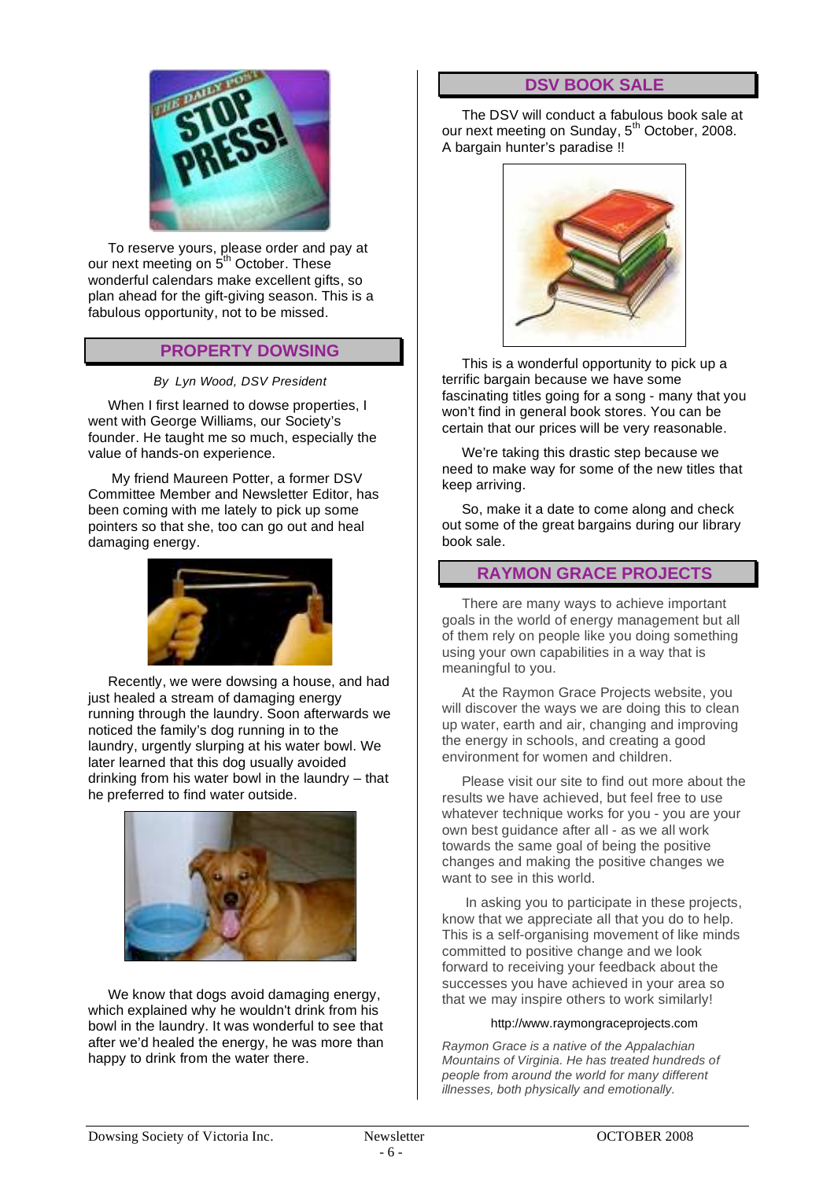To reserve yours, please order and pay at our next meeting on 5th October. These wonderful calendars make excellent gifts, so plan ahead for the gift-giving season. This is a fabulous opportunity, not to be missed.

## PROPERTY DOWSING

*By Lyn Wood, DSV President*

When I first learned to dowse properties, I went with George Williams, our Society's founder. He taught me so much, especially the value of hands-on experience.

My friend Maureen Potter, a former DSV Committee Member and Newsletter Editor, has been coming with me lately to pick up some pointers so that she, too can go out and heal damaging energy.

Recently, we were dowsing a house, and had just healed a stream of damaging energy running through the laundry. Soon afterwards we noticed the family's dog running in to the laundry, urgently slurping at his water bowl. We later learned that this dog usually avoided drinking from his water bowl in the laundry – that he preferred to find water outside.

We know that dogs avoid damaging energy, which explained why he wouldn't drink from his bowl in the laundry. It was wonderful to see that after we'd healed the energy, he was more than happy to drink from the water there.

## DSV BOOK SALE

The DSV will conduct a fabulous book sale at our next meeting on Sunday, 5th October, 2008. A bargain hunter's paradise !!

This is a wonderful opportunity to pick up a terrific bargain because we have some fascinating titles going for a song - many that you won't find in general book stores. You can be certain that our prices will be very reasonable.

We're taking this drastic step because we need to make way for some of the new titles that keep arriving.

So, make it a date to come along and check out some of the great bargains during our library book sale.

## RAYMON GRACE PROJECTS

There are many ways to achieve important goals in the world of energy management but all of them rely on people like you doing something using your own capabilities in a way that is meaningful to you.

At the Raymon Grace Projects website, you will discover the ways we are doing this to clean up water, earth and air, changing and improving the energy in schools, and creating a good environment for women and children.

Please visit our site to find out more about the results we have achieved, but feel free to use whatever technique works for you - you are your own best guidance after all - as we all work towards the same goal of being the positive changes and making the positive changes we want to see in this world.

In asking you to participate in these projects, know that we appreciate all that you do to help. This is a self-organising movement of like minds committed to positive change and we look forward to receiving your feedback about the successes you have achieved in your area so that we may inspire others to work similarly!

http://www.raymongraceprojects.com

*Raymon Grace is a native of the Appalachian Mountains of Virginia. He has treated hundreds of people from around the world for many different illnesses, both physically and emotionally.*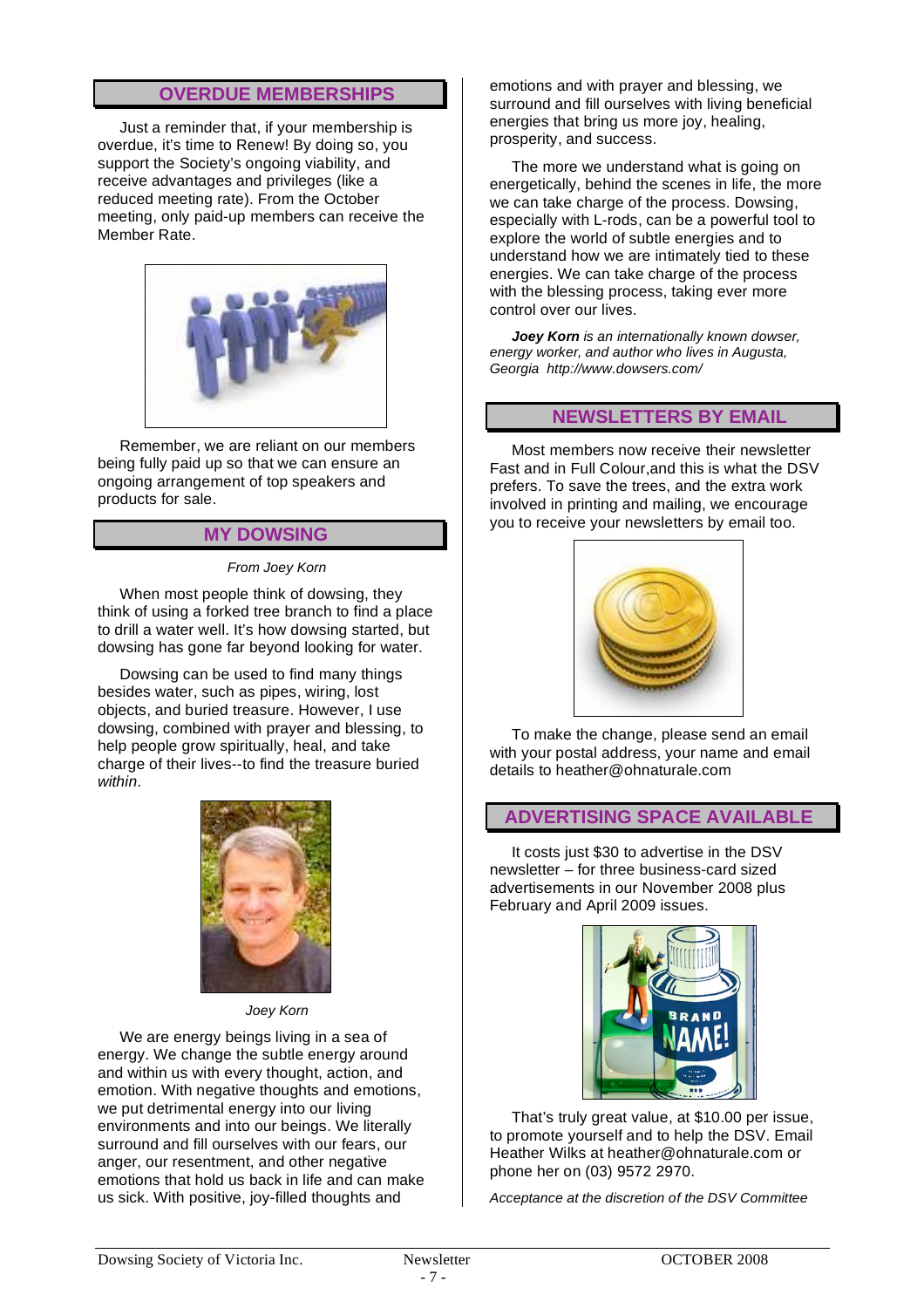## OVERDUE MEMBERSHIPS

Just a reminder that, if your membership is overdue, it's time to Renew! By doing so, you support the Society's ongoing viability, and receive advantages and privileges (like a reduced meeting rate). From the October meeting, only paid-up members can receive the Member Rate.

Remember, we are reliant on our members being fully paid up so that we can ensure an ongoing arrangement of top speakers and products for sale.

## MY DOWSING

*From Joey Korn*

When most people think of dowsing, they think of using a forked tree branch to find a place to drill a water well. It's how dowsing started, but dowsing has gone far beyond looking for water.

Dowsing can be used to find many things besides water, such as pipes, wiring, lost objects, and buried treasure. However, I use dowsing, combined with prayer and blessing, to help people grow spiritually, heal, and take charge of their lives--to find the treasure buried *within*.

*Joey Korn*

We are energy beings living in a sea of energy. We change the subtle energy around and within us with every thought, action, and emotion. With negative thoughts and emotions, we put detrimental energy into our living environments and into our beings. We literally surround and fill ourselves with our fears, our anger, our resentment, and other negative emotions that hold us back in life and can make us sick. With positive, joy-filled thoughts and emotions and with prayer and blessing, we surround and fill ourselves with living beneficial energies that bring us more joy, healing, prosperity, and success.

The more we understand what is going on energetically, behind the scenes in life, the more we can take charge of the process. Dowsing, especially with L-rods, can be a powerful tool to explore the world of subtle energies and to understand how we are intimately tied to these energies. We can take charge of the process with the blessing process, taking ever more control over our lives.

***Joey Korn*** *is an internationally known dowser, energy worker, and author who lives in Augusta, Georgia http://www.dowsers.com/*

## NEWSLETTERS BY EMAIL

Most members now receive their newsletter Fast and in Full Colour,and this is what the DSV prefers. To save the trees, and the extra work involved in printing and mailing, we encourage you to receive your newsletters by email too.

To make the change, please send an email with your postal address, your name and email details to heather@ohnaturale.com

## ADVERTISING SPACE AVAILABLE

It costs just $30 to advertise in the DSV newsletter – for three business-card sized advertisements in our November 2008 plus February and April 2009 issues.

That's truly great value, at $10.00 per issue, to promote yourself and to help the DSV. Email Heather Wilks at heather@ohnaturale.com or phone her on (03) 9572 2970.

*Acceptance at the discretion of the DSV Committee*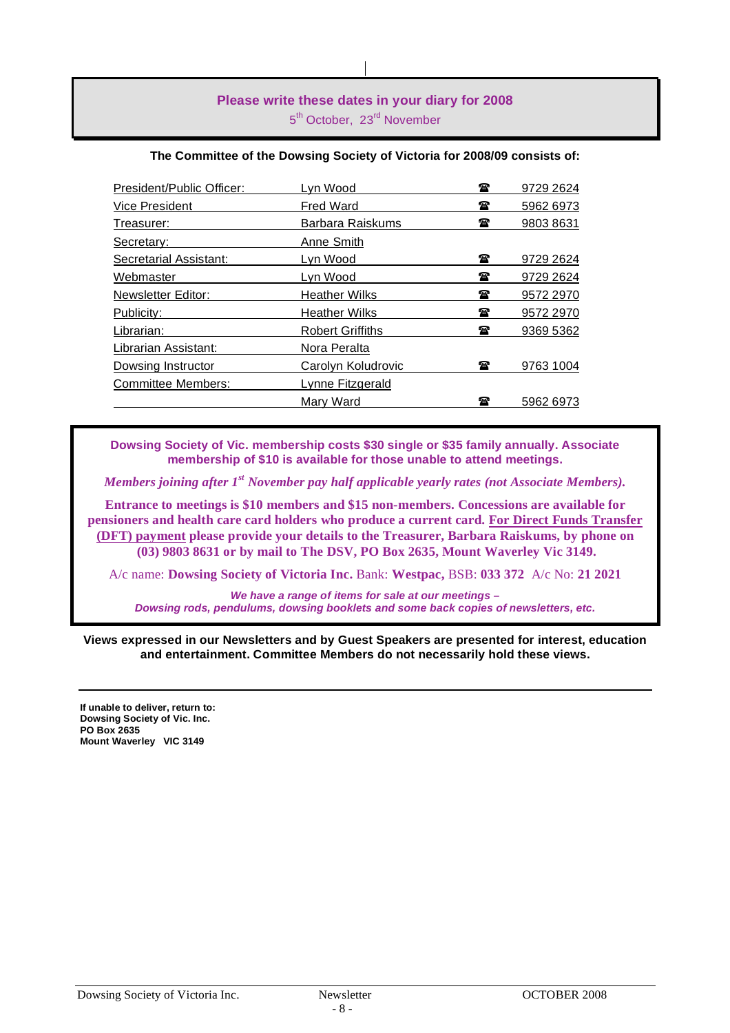**Please write these dates in your diary for 2008**

5th October, 23rd November

**The Committee of the Dowsing Society of Victoria for 2008/09 consists of:**

| | | | |
|---|---|---|---|
| President/Public Officer: | Lyn Wood | ☎ | 9729 2624 |
| Vice President | Fred Ward | ☎ | 5962 6973 |
| Treasurer: | Barbara Raiskums | ☎ | 9803 8631 |
| Secretary: | Anne Smith | | |
| Secretarial Assistant: | Lyn Wood | ☎ | 9729 2624 |
| Webmaster | Lyn Wood | ☎ | 9729 2624 |
| Newsletter Editor: | Heather Wilks | ☎ | 9572 2970 |
| Publicity: | Heather Wilks | ☎ | 9572 2970 |
| Librarian: | Robert Griffiths | ☎ | 9369 5362 |
| Librarian Assistant: | Nora Peralta | | |
| Dowsing Instructor | Carolyn Koludrovic | ☎ | 9763 1004 |
| Committee Members: | Lynne Fitzgerald | | |
| | Mary Ward | ☎ | 5962 6973 |

**Dowsing Society of Vic. membership costs $30 single or $35 family annually. Associate membership of $10 is available for those unable to attend meetings.**

***Members joining after 1st November pay half applicable yearly rates (not Associate Members).***

**Entrance to meetings is $10 members and $15 non-members. Concessions are available for pensioners and health care card holders who produce a current card. For Direct Funds Transfer (DFT) payment please provide your details to the Treasurer, Barbara Raiskums, by phone on (03) 9803 8631 or by mail to The DSV, PO Box 2635, Mount Waverley Vic 3149.**

A/c name: **Dowsing Society of Victoria Inc.** Bank: **Westpac,** BSB: **033 372** A/c No: **21 2021**

***We have a range of items for sale at our meetings –***
***Dowsing rods, pendulums, dowsing booklets and some back copies of newsletters, etc.***

**Views expressed in our Newsletters and by Guest Speakers are presented for interest, education and entertainment. Committee Members do not necessarily hold these views.**

**If unable to deliver, return to:**
**Dowsing Society of Vic. Inc.**
**PO Box 2635**
**Mount Waverley VIC 3149**